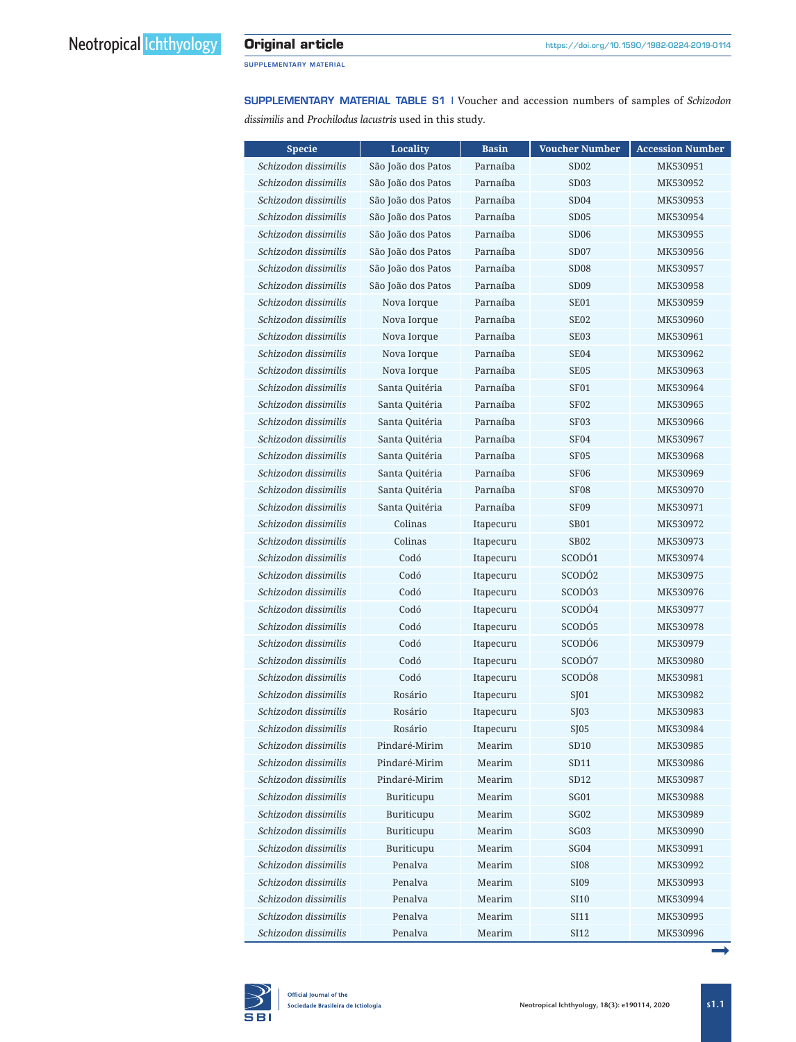**SUPPLEMENTARY MATERIAL TABLE S1** | Voucher and accession numbers of samples of *Schizodon dissimilis* and *Prochilodus lacustris* used in this study.

| Specie | Locality | Basin | Voucher Number | Accession Number |
|---|---|---|---|---|
| *Schizodon dissimilis* | São João dos Patos | Parnaíba | SD02 | MK530951 |
| *Schizodon dissimilis* | São João dos Patos | Parnaíba | SD03 | MK530952 |
| *Schizodon dissimilis* | São João dos Patos | Parnaíba | SD04 | MK530953 |
| *Schizodon dissimilis* | São João dos Patos | Parnaíba | SD05 | MK530954 |
| *Schizodon dissimilis* | São João dos Patos | Parnaíba | SD06 | MK530955 |
| *Schizodon dissimilis* | São João dos Patos | Parnaíba | SD07 | MK530956 |
| *Schizodon dissimilis* | São João dos Patos | Parnaíba | SD08 | MK530957 |
| *Schizodon dissimilis* | São João dos Patos | Parnaíba | SD09 | MK530958 |
| *Schizodon dissimilis* | Nova Iorque | Parnaíba | SE01 | MK530959 |
| *Schizodon dissimilis* | Nova Iorque | Parnaíba | SE02 | MK530960 |
| *Schizodon dissimilis* | Nova Iorque | Parnaíba | SE03 | MK530961 |
| *Schizodon dissimilis* | Nova Iorque | Parnaíba | SE04 | MK530962 |
| *Schizodon dissimilis* | Nova Iorque | Parnaíba | SE05 | MK530963 |
| *Schizodon dissimilis* | Santa Quitéria | Parnaíba | SF01 | MK530964 |
| *Schizodon dissimilis* | Santa Quitéria | Parnaíba | SF02 | MK530965 |
| *Schizodon dissimilis* | Santa Quitéria | Parnaíba | SF03 | MK530966 |
| *Schizodon dissimilis* | Santa Quitéria | Parnaíba | SF04 | MK530967 |
| *Schizodon dissimilis* | Santa Quitéria | Parnaíba | SF05 | MK530968 |
| *Schizodon dissimilis* | Santa Quitéria | Parnaíba | SF06 | MK530969 |
| *Schizodon dissimilis* | Santa Quitéria | Parnaíba | SF08 | MK530970 |
| *Schizodon dissimilis* | Santa Quitéria | Parnaíba | SF09 | MK530971 |
| *Schizodon dissimilis* | Colinas | Itapecuru | SB01 | MK530972 |
| *Schizodon dissimilis* | Colinas | Itapecuru | SB02 | MK530973 |
| *Schizodon dissimilis* | Codó | Itapecuru | SCODÓ1 | MK530974 |
| *Schizodon dissimilis* | Codó | Itapecuru | SCODÓ2 | MK530975 |
| *Schizodon dissimilis* | Codó | Itapecuru | SCODÓ3 | MK530976 |
| *Schizodon dissimilis* | Codó | Itapecuru | SCODÓ4 | MK530977 |
| *Schizodon dissimilis* | Codó | Itapecuru | SCODÓ5 | MK530978 |
| *Schizodon dissimilis* | Codó | Itapecuru | SCODÓ6 | MK530979 |
| *Schizodon dissimilis* | Codó | Itapecuru | SCODÓ7 | MK530980 |
| *Schizodon dissimilis* | Codó | Itapecuru | SCODÓ8 | MK530981 |
| *Schizodon dissimilis* | Rosário | Itapecuru | SJ01 | MK530982 |
| *Schizodon dissimilis* | Rosário | Itapecuru | SJ03 | MK530983 |
| *Schizodon dissimilis* | Rosário | Itapecuru | SJ05 | MK530984 |
| *Schizodon dissimilis* | Pindaré-Mirim | Mearim | SD10 | MK530985 |
| *Schizodon dissimilis* | Pindaré-Mirim | Mearim | SD11 | MK530986 |
| *Schizodon dissimilis* | Pindaré-Mirim | Mearim | SD12 | MK530987 |
| *Schizodon dissimilis* | Buriticupu | Mearim | SG01 | MK530988 |
| *Schizodon dissimilis* | Buriticupu | Mearim | SG02 | MK530989 |
| *Schizodon dissimilis* | Buriticupu | Mearim | SG03 | MK530990 |
| *Schizodon dissimilis* | Buriticupu | Mearim | SG04 | MK530991 |
| *Schizodon dissimilis* | Penalva | Mearim | SI08 | MK530992 |
| *Schizodon dissimilis* | Penalva | Mearim | SI09 | MK530993 |
| *Schizodon dissimilis* | Penalva | Mearim | SI10 | MK530994 |
| *Schizodon dissimilis* | Penalva | Mearim | SI11 | MK530995 |
| *Schizodon dissimilis* | Penalva | Mearim | SI12 | MK530996 |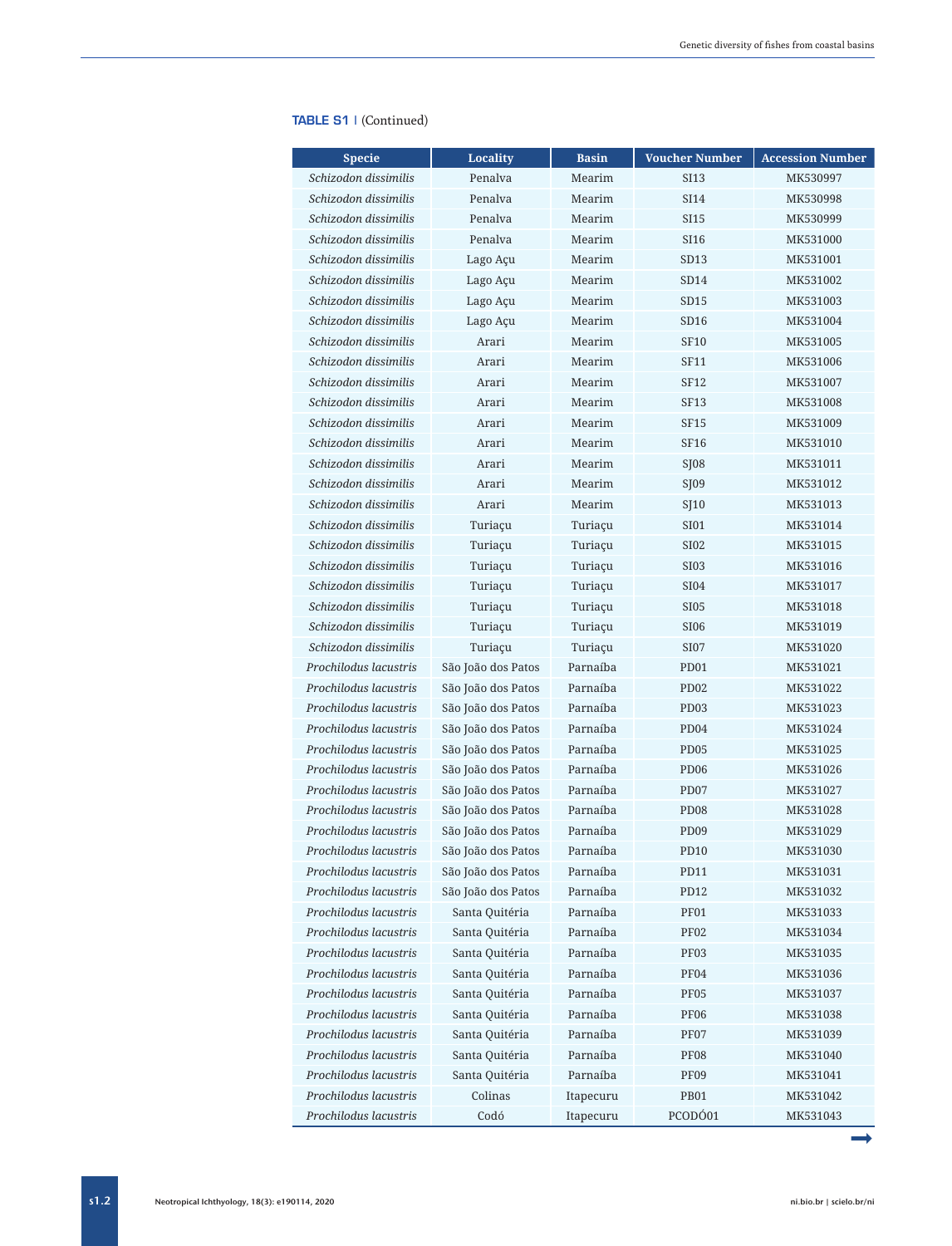**TABLE S1** | (Continued)

| Specie | Locality | Basin | Voucher Number | Accession Number |
| --- | --- | --- | --- | --- |
| *Schizodon dissimilis* | Penalva | Mearim | SI13 | MK530997 |
| *Schizodon dissimilis* | Penalva | Mearim | SI14 | MK530998 |
| *Schizodon dissimilis* | Penalva | Mearim | SI15 | MK530999 |
| *Schizodon dissimilis* | Penalva | Mearim | SI16 | MK531000 |
| *Schizodon dissimilis* | Lago Açu | Mearim | SD13 | MK531001 |
| *Schizodon dissimilis* | Lago Açu | Mearim | SD14 | MK531002 |
| *Schizodon dissimilis* | Lago Açu | Mearim | SD15 | MK531003 |
| *Schizodon dissimilis* | Lago Açu | Mearim | SD16 | MK531004 |
| *Schizodon dissimilis* | Arari | Mearim | SF10 | MK531005 |
| *Schizodon dissimilis* | Arari | Mearim | SF11 | MK531006 |
| *Schizodon dissimilis* | Arari | Mearim | SF12 | MK531007 |
| *Schizodon dissimilis* | Arari | Mearim | SF13 | MK531008 |
| *Schizodon dissimilis* | Arari | Mearim | SF15 | MK531009 |
| *Schizodon dissimilis* | Arari | Mearim | SF16 | MK531010 |
| *Schizodon dissimilis* | Arari | Mearim | SJ08 | MK531011 |
| *Schizodon dissimilis* | Arari | Mearim | SJ09 | MK531012 |
| *Schizodon dissimilis* | Arari | Mearim | SJ10 | MK531013 |
| *Schizodon dissimilis* | Turiaçu | Turiaçu | SI01 | MK531014 |
| *Schizodon dissimilis* | Turiaçu | Turiaçu | SI02 | MK531015 |
| *Schizodon dissimilis* | Turiaçu | Turiaçu | SI03 | MK531016 |
| *Schizodon dissimilis* | Turiaçu | Turiaçu | SI04 | MK531017 |
| *Schizodon dissimilis* | Turiaçu | Turiaçu | SI05 | MK531018 |
| *Schizodon dissimilis* | Turiaçu | Turiaçu | SI06 | MK531019 |
| *Schizodon dissimilis* | Turiaçu | Turiaçu | SI07 | MK531020 |
| *Prochilodus lacustris* | São João dos Patos | Parnaíba | PD01 | MK531021 |
| *Prochilodus lacustris* | São João dos Patos | Parnaíba | PD02 | MK531022 |
| *Prochilodus lacustris* | São João dos Patos | Parnaíba | PD03 | MK531023 |
| *Prochilodus lacustris* | São João dos Patos | Parnaíba | PD04 | MK531024 |
| *Prochilodus lacustris* | São João dos Patos | Parnaíba | PD05 | MK531025 |
| *Prochilodus lacustris* | São João dos Patos | Parnaíba | PD06 | MK531026 |
| *Prochilodus lacustris* | São João dos Patos | Parnaíba | PD07 | MK531027 |
| *Prochilodus lacustris* | São João dos Patos | Parnaíba | PD08 | MK531028 |
| *Prochilodus lacustris* | São João dos Patos | Parnaíba | PD09 | MK531029 |
| *Prochilodus lacustris* | São João dos Patos | Parnaíba | PD10 | MK531030 |
| *Prochilodus lacustris* | São João dos Patos | Parnaíba | PD11 | MK531031 |
| *Prochilodus lacustris* | São João dos Patos | Parnaíba | PD12 | MK531032 |
| *Prochilodus lacustris* | Santa Quitéria | Parnaíba | PF01 | MK531033 |
| *Prochilodus lacustris* | Santa Quitéria | Parnaíba | PF02 | MK531034 |
| *Prochilodus lacustris* | Santa Quitéria | Parnaíba | PF03 | MK531035 |
| *Prochilodus lacustris* | Santa Quitéria | Parnaíba | PF04 | MK531036 |
| *Prochilodus lacustris* | Santa Quitéria | Parnaíba | PF05 | MK531037 |
| *Prochilodus lacustris* | Santa Quitéria | Parnaíba | PF06 | MK531038 |
| *Prochilodus lacustris* | Santa Quitéria | Parnaíba | PF07 | MK531039 |
| *Prochilodus lacustris* | Santa Quitéria | Parnaíba | PF08 | MK531040 |
| *Prochilodus lacustris* | Santa Quitéria | Parnaíba | PF09 | MK531041 |
| *Prochilodus lacustris* | Colinas | Itapecuru | PB01 | MK531042 |
| *Prochilodus lacustris* | Codó | Itapecuru | PCODÓ01 | MK531043 |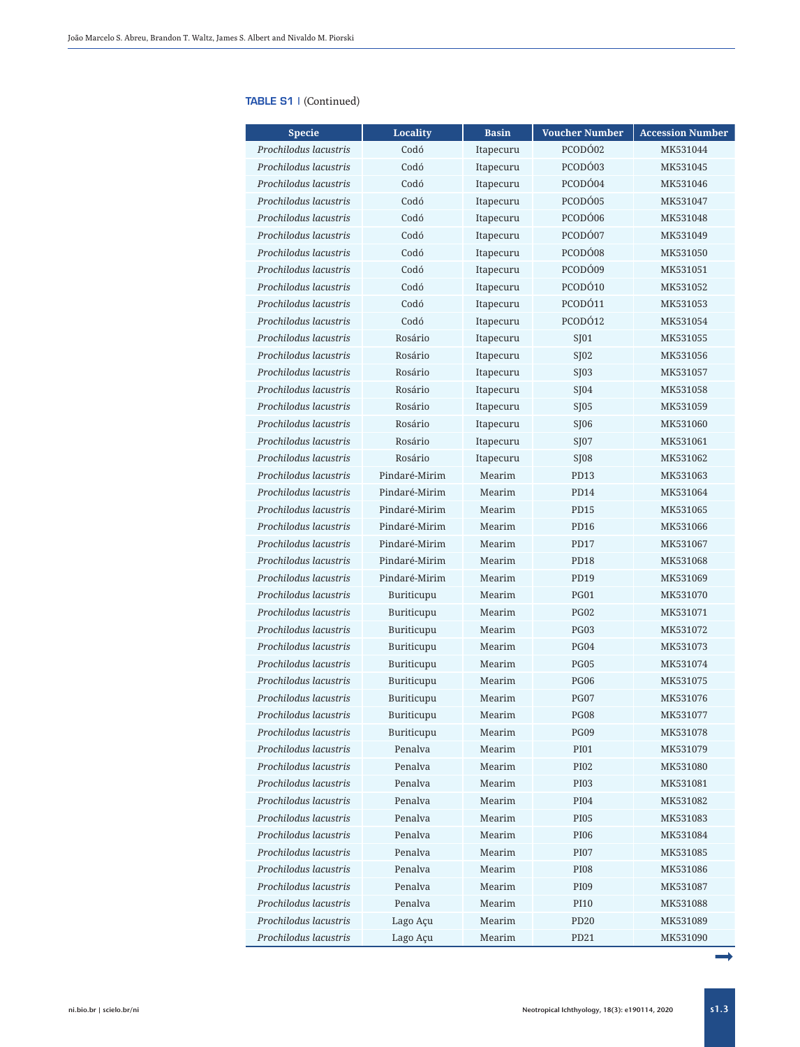**TABLE S1** | (Continued)

| Specie | Locality | Basin | Voucher Number | Accession Number |
|---|---|---|---|---|
| *Prochilodus lacustris* | Codó | Itapecuru | PCODÓ02 | MK531044 |
| *Prochilodus lacustris* | Codó | Itapecuru | PCODÓ03 | MK531045 |
| *Prochilodus lacustris* | Codó | Itapecuru | PCODÓ04 | MK531046 |
| *Prochilodus lacustris* | Codó | Itapecuru | PCODÓ05 | MK531047 |
| *Prochilodus lacustris* | Codó | Itapecuru | PCODÓ06 | MK531048 |
| *Prochilodus lacustris* | Codó | Itapecuru | PCODÓ07 | MK531049 |
| *Prochilodus lacustris* | Codó | Itapecuru | PCODÓ08 | MK531050 |
| *Prochilodus lacustris* | Codó | Itapecuru | PCODÓ09 | MK531051 |
| *Prochilodus lacustris* | Codó | Itapecuru | PCODÓ10 | MK531052 |
| *Prochilodus lacustris* | Codó | Itapecuru | PCODÓ11 | MK531053 |
| *Prochilodus lacustris* | Codó | Itapecuru | PCODÓ12 | MK531054 |
| *Prochilodus lacustris* | Rosário | Itapecuru | SJ01 | MK531055 |
| *Prochilodus lacustris* | Rosário | Itapecuru | SJ02 | MK531056 |
| *Prochilodus lacustris* | Rosário | Itapecuru | SJ03 | MK531057 |
| *Prochilodus lacustris* | Rosário | Itapecuru | SJ04 | MK531058 |
| *Prochilodus lacustris* | Rosário | Itapecuru | SJ05 | MK531059 |
| *Prochilodus lacustris* | Rosário | Itapecuru | SJ06 | MK531060 |
| *Prochilodus lacustris* | Rosário | Itapecuru | SJ07 | MK531061 |
| *Prochilodus lacustris* | Rosário | Itapecuru | SJ08 | MK531062 |
| *Prochilodus lacustris* | Pindaré-Mirim | Mearim | PD13 | MK531063 |
| *Prochilodus lacustris* | Pindaré-Mirim | Mearim | PD14 | MK531064 |
| *Prochilodus lacustris* | Pindaré-Mirim | Mearim | PD15 | MK531065 |
| *Prochilodus lacustris* | Pindaré-Mirim | Mearim | PD16 | MK531066 |
| *Prochilodus lacustris* | Pindaré-Mirim | Mearim | PD17 | MK531067 |
| *Prochilodus lacustris* | Pindaré-Mirim | Mearim | PD18 | MK531068 |
| *Prochilodus lacustris* | Pindaré-Mirim | Mearim | PD19 | MK531069 |
| *Prochilodus lacustris* | Buriticupu | Mearim | PG01 | MK531070 |
| *Prochilodus lacustris* | Buriticupu | Mearim | PG02 | MK531071 |
| *Prochilodus lacustris* | Buriticupu | Mearim | PG03 | MK531072 |
| *Prochilodus lacustris* | Buriticupu | Mearim | PG04 | MK531073 |
| *Prochilodus lacustris* | Buriticupu | Mearim | PG05 | MK531074 |
| *Prochilodus lacustris* | Buriticupu | Mearim | PG06 | MK531075 |
| *Prochilodus lacustris* | Buriticupu | Mearim | PG07 | MK531076 |
| *Prochilodus lacustris* | Buriticupu | Mearim | PG08 | MK531077 |
| *Prochilodus lacustris* | Buriticupu | Mearim | PG09 | MK531078 |
| *Prochilodus lacustris* | Penalva | Mearim | PI01 | MK531079 |
| *Prochilodus lacustris* | Penalva | Mearim | PI02 | MK531080 |
| *Prochilodus lacustris* | Penalva | Mearim | PI03 | MK531081 |
| *Prochilodus lacustris* | Penalva | Mearim | PI04 | MK531082 |
| *Prochilodus lacustris* | Penalva | Mearim | PI05 | MK531083 |
| *Prochilodus lacustris* | Penalva | Mearim | PI06 | MK531084 |
| *Prochilodus lacustris* | Penalva | Mearim | PI07 | MK531085 |
| *Prochilodus lacustris* | Penalva | Mearim | PI08 | MK531086 |
| *Prochilodus lacustris* | Penalva | Mearim | PI09 | MK531087 |
| *Prochilodus lacustris* | Penalva | Mearim | PI10 | MK531088 |
| *Prochilodus lacustris* | Lago Açu | Mearim | PD20 | MK531089 |
| *Prochilodus lacustris* | Lago Açu | Mearim | PD21 | MK531090 |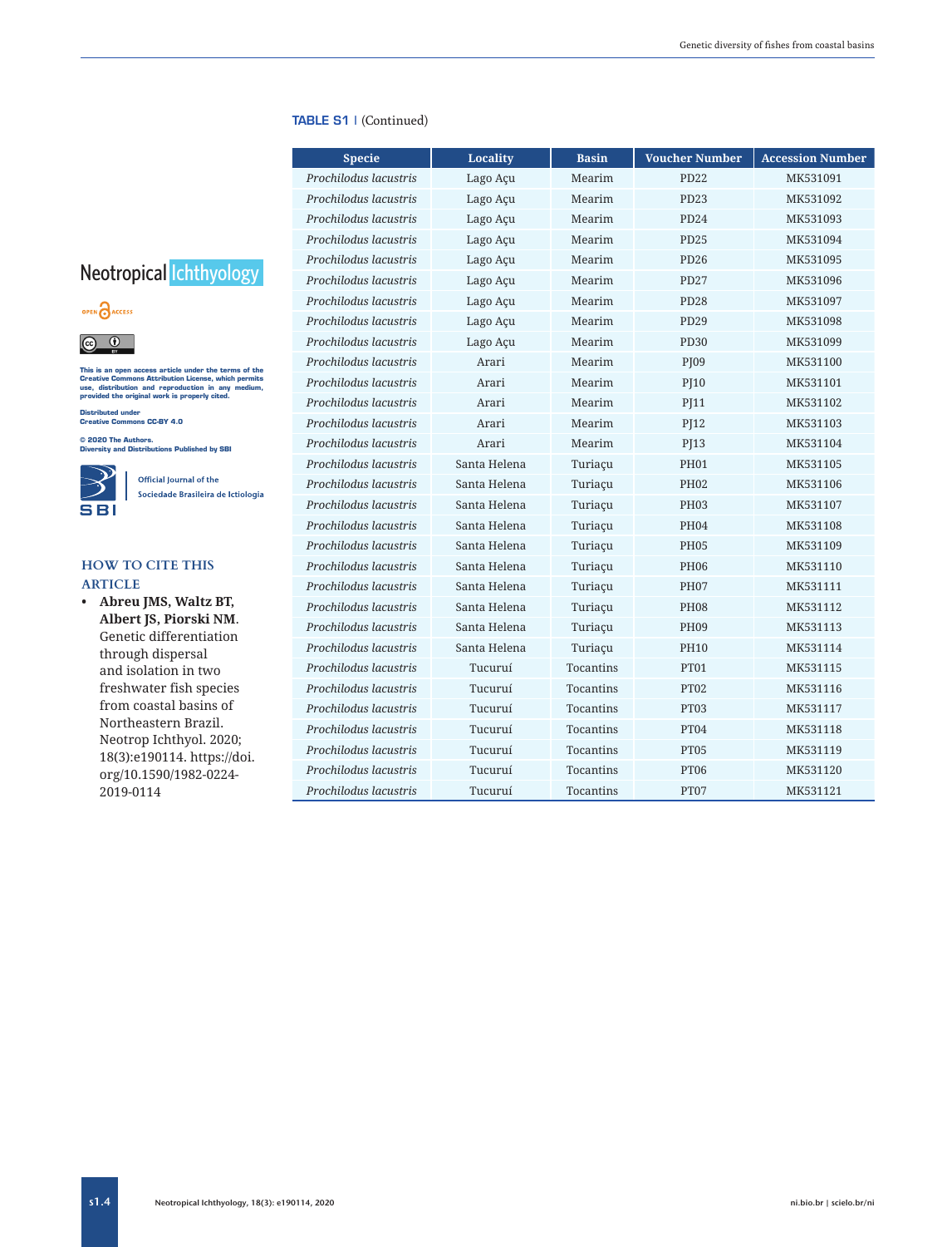**TABLE S1** | (Continued)

| Specie | Locality | Basin | Voucher Number | Accession Number |
|---|---|---|---|---|
| *Prochilodus lacustris* | Lago Açu | Mearim | PD22 | MK531091 |
| *Prochilodus lacustris* | Lago Açu | Mearim | PD23 | MK531092 |
| *Prochilodus lacustris* | Lago Açu | Mearim | PD24 | MK531093 |
| *Prochilodus lacustris* | Lago Açu | Mearim | PD25 | MK531094 |
| *Prochilodus lacustris* | Lago Açu | Mearim | PD26 | MK531095 |
| *Prochilodus lacustris* | Lago Açu | Mearim | PD27 | MK531096 |
| *Prochilodus lacustris* | Lago Açu | Mearim | PD28 | MK531097 |
| *Prochilodus lacustris* | Lago Açu | Mearim | PD29 | MK531098 |
| *Prochilodus lacustris* | Lago Açu | Mearim | PD30 | MK531099 |
| *Prochilodus lacustris* | Arari | Mearim | PJ09 | MK531100 |
| *Prochilodus lacustris* | Arari | Mearim | PJ10 | MK531101 |
| *Prochilodus lacustris* | Arari | Mearim | PJ11 | MK531102 |
| *Prochilodus lacustris* | Arari | Mearim | PJ12 | MK531103 |
| *Prochilodus lacustris* | Arari | Mearim | PJ13 | MK531104 |
| *Prochilodus lacustris* | Santa Helena | Turiaçu | PH01 | MK531105 |
| *Prochilodus lacustris* | Santa Helena | Turiaçu | PH02 | MK531106 |
| *Prochilodus lacustris* | Santa Helena | Turiaçu | PH03 | MK531107 |
| *Prochilodus lacustris* | Santa Helena | Turiaçu | PH04 | MK531108 |
| *Prochilodus lacustris* | Santa Helena | Turiaçu | PH05 | MK531109 |
| *Prochilodus lacustris* | Santa Helena | Turiaçu | PH06 | MK531110 |
| *Prochilodus lacustris* | Santa Helena | Turiaçu | PH07 | MK531111 |
| *Prochilodus lacustris* | Santa Helena | Turiaçu | PH08 | MK531112 |
| *Prochilodus lacustris* | Santa Helena | Turiaçu | PH09 | MK531113 |
| *Prochilodus lacustris* | Santa Helena | Turiaçu | PH10 | MK531114 |
| *Prochilodus lacustris* | Tucuruí | Tocantins | PT01 | MK531115 |
| *Prochilodus lacustris* | Tucuruí | Tocantins | PT02 | MK531116 |
| *Prochilodus lacustris* | Tucuruí | Tocantins | PT03 | MK531117 |
| *Prochilodus lacustris* | Tucuruí | Tocantins | PT04 | MK531118 |
| *Prochilodus lacustris* | Tucuruí | Tocantins | PT05 | MK531119 |
| *Prochilodus lacustris* | Tucuruí | Tocantins | PT06 | MK531120 |
| *Prochilodus lacustris* | Tucuruí | Tocantins | PT07 | MK531121 |

Neotropical Ichthyology

This is an open access article under the terms of the Creative Commons Attribution License, which permits use, distribution and reproduction in any medium, provided the original work is properly cited.

Distributed under Creative Commons CC-BY 4.0

© 2020 The Authors.
Diversity and Distributions Published by SBI

Official Journal of the Sociedade Brasileira de Ictiologia

## HOW TO CITE THIS ARTICLE

- **Abreu JMS, Waltz BT, Albert JS, Piorski NM**. Genetic differentiation through dispersal and isolation in two freshwater fish species from coastal basins of Northeastern Brazil. Neotrop Ichthyol. 2020; 18(3):e190114. https://doi.org/10.1590/1982-0224-2019-0114